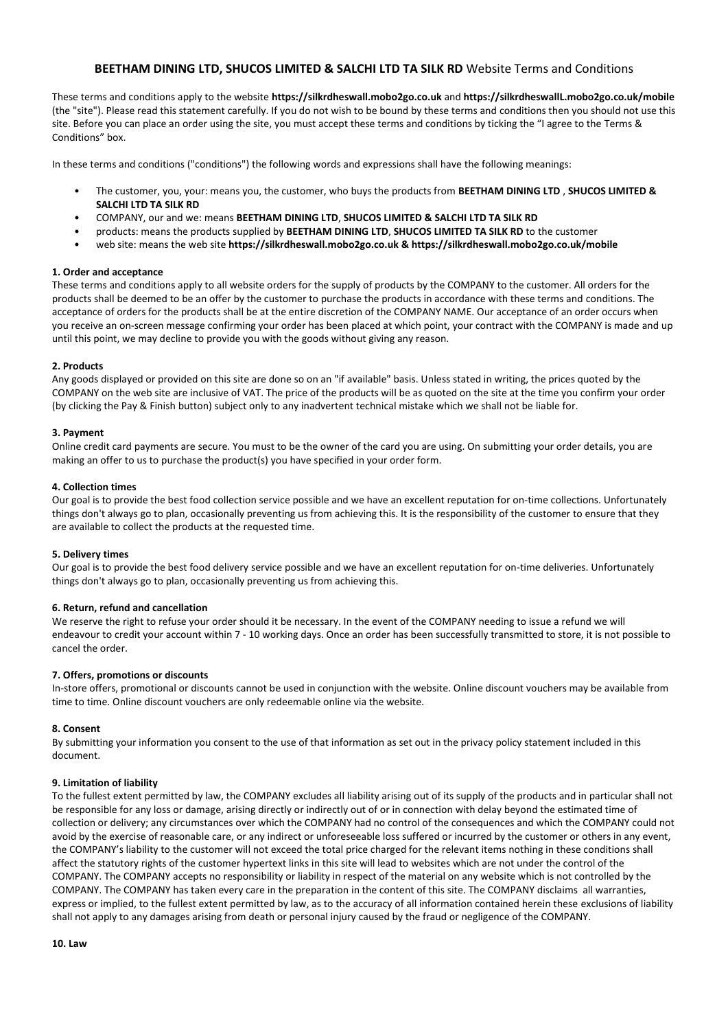## **BEETHAM DINING LTD, SHUCOS LIMITED & SALCHI LTD TA SILK RD** Website Terms and Conditions

These terms and conditions apply to the website **https://silkrdheswall.mobo2go.co.uk** and **https://silkrdheswallL.mobo2go.co.uk/mobile** (the "site"). Please read this statement carefully. If you do not wish to be bound by these terms and conditions then you should not use this site. Before you can place an order using the site, you must accept these terms and conditions by ticking the "I agree to the Terms & Conditions" box.

In these terms and conditions ("conditions") the following words and expressions shall have the following meanings:

- The customer, you, your: means you, the customer, who buys the products from **BEETHAM DINING LTD** , **SHUCOS LIMITED & SALCHI LTD TA SILK RD**
- COMPANY, our and we: means **BEETHAM DINING LTD**, **SHUCOS LIMITED & SALCHI LTD TA SILK RD**
- products: means the products supplied by **BEETHAM DINING LTD**, **SHUCOS LIMITED TA SILK RD** to the customer
- web site: means the web site **https://silkrdheswall.mobo2go.co.uk & https://silkrdheswall.mobo2go.co.uk/mobile**

**1. Order and acceptance**

These terms and conditions apply to all website orders for the supply of products by the COMPANY to the customer. All orders for the products shall be deemed to be an offer by the customer to purchase the products in accordance with these terms and conditions. The acceptance of orders for the products shall be at the entire discretion of the COMPANY NAME. Our acceptance of an order occurs when you receive an on-screen message confirming your order has been placed at which point, your contract with the COMPANY is made and up until this point, we may decline to provide you with the goods without giving any reason.

**2. Products**

Any goods displayed or provided on this site are done so on an "if available" basis. Unless stated in writing, the prices quoted by the COMPANY on the web site are inclusive of VAT. The price of the products will be as quoted on the site at the time you confirm your order (by clicking the Pay & Finish button) subject only to any inadvertent technical mistake which we shall not be liable for.

**3. Payment**

Online credit card payments are secure. You must to be the owner of the card you are using. On submitting your order details, you are making an offer to us to purchase the product(s) you have specified in your order form.

**4. Collection times**

Our goal is to provide the best food collection service possible and we have an excellent reputation for on-time collections. Unfortunately things don't always go to plan, occasionally preventing us from achieving this. It is the responsibility of the customer to ensure that they are available to collect the products at the requested time.

**5. Delivery times**

Our goal is to provide the best food delivery service possible and we have an excellent reputation for on-time deliveries. Unfortunately things don't always go to plan, occasionally preventing us from achieving this.

**6. Return, refund and cancellation**

We reserve the right to refuse your order should it be necessary. In the event of the COMPANY needing to issue a refund we will endeavour to credit your account within 7 - 10 working days. Once an order has been successfully transmitted to store, it is not possible to cancel the order.

**7. Offers, promotions or discounts**

In-store offers, promotional or discounts cannot be used in conjunction with the website. Online discount vouchers may be available from time to time. Online discount vouchers are only redeemable online via the website.

**8. Consent**

By submitting your information you consent to the use of that information as set out in the privacy policy statement included in this document.

**9. Limitation of liability**

To the fullest extent permitted by law, the COMPANY excludes all liability arising out of its supply of the products and in particular shall not be responsible for any loss or damage, arising directly or indirectly out of or in connection with delay beyond the estimated time of collection or delivery; any circumstances over which the COMPANY had no control of the consequences and which the COMPANY could not avoid by the exercise of reasonable care, or any indirect or unforeseeable loss suffered or incurred by the customer or others in any event, the COMPANY's liability to the customer will not exceed the total price charged for the relevant items nothing in these conditions shall affect the statutory rights of the customer hypertext links in this site will lead to websites which are not under the control of the COMPANY. The COMPANY accepts no responsibility or liability in respect of the material on any website which is not controlled by the COMPANY. The COMPANY has taken every care in the preparation in the content of this site. The COMPANY disclaims all warranties, express or implied, to the fullest extent permitted by law, as to the accuracy of all information contained herein these exclusions of liability shall not apply to any damages arising from death or personal injury caused by the fraud or negligence of the COMPANY.

**10. Law**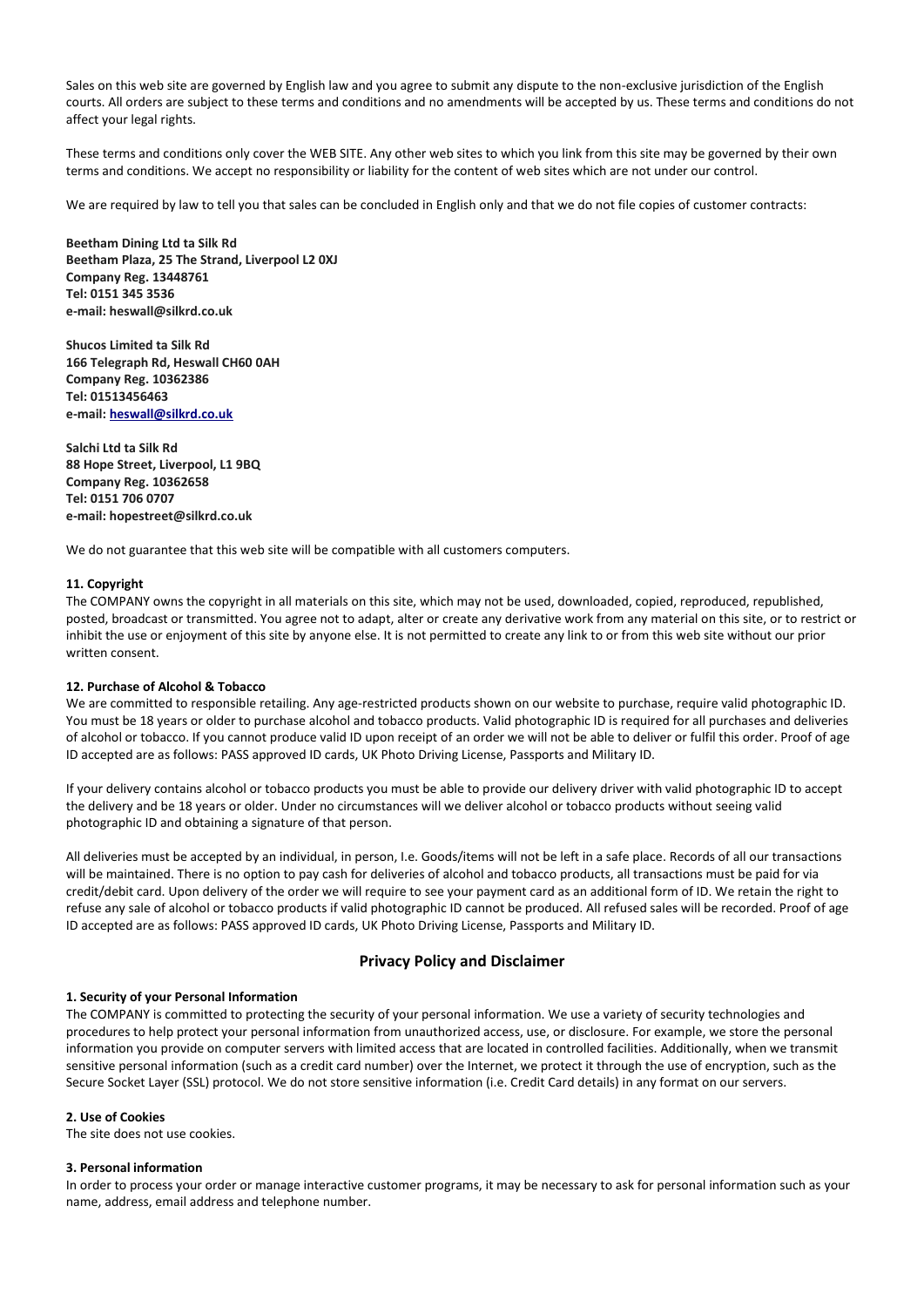Sales on this web site are governed by English law and you agree to submit any dispute to the non-exclusive jurisdiction of the English courts. All orders are subject to these terms and conditions and no amendments will be accepted by us. These terms and conditions do not affect your legal rights.

These terms and conditions only cover the WEB SITE. Any other web sites to which you link from this site may be governed by their own terms and conditions. We accept no responsibility or liability for the content of web sites which are not under our control.

We are required by law to tell you that sales can be concluded in English only and that we do not file copies of customer contracts:

**Beetham Dining Ltd ta Silk Rd**
**Beetham Plaza, 25 The Strand, Liverpool L2 0XJ**
**Company Reg. 13448761**
**Tel: 0151 345 3536**
**e-mail: heswall@silkrd.co.uk**

**Shucos Limited ta Silk Rd**
**166 Telegraph Rd, Heswall CH60 0AH**
**Company Reg. 10362386**
**Tel: 01513456463**
**e-mail: heswall@silkrd.co.uk**

**Salchi Ltd ta Silk Rd**
**88 Hope Street, Liverpool, L1 9BQ**
**Company Reg. 10362658**
**Tel: 0151 706 0707**
**e-mail: hopestreet@silkrd.co.uk**

We do not guarantee that this web site will be compatible with all customers computers.

**11. Copyright**
The COMPANY owns the copyright in all materials on this site, which may not be used, downloaded, copied, reproduced, republished, posted, broadcast or transmitted. You agree not to adapt, alter or create any derivative work from any material on this site, or to restrict or inhibit the use or enjoyment of this site by anyone else. It is not permitted to create any link to or from this web site without our prior written consent.

**12. Purchase of Alcohol & Tobacco**
We are committed to responsible retailing. Any age-restricted products shown on our website to purchase, require valid photographic ID. You must be 18 years or older to purchase alcohol and tobacco products. Valid photographic ID is required for all purchases and deliveries of alcohol or tobacco. If you cannot produce valid ID upon receipt of an order we will not be able to deliver or fulfil this order. Proof of age ID accepted are as follows: PASS approved ID cards, UK Photo Driving License, Passports and Military ID.

If your delivery contains alcohol or tobacco products you must be able to provide our delivery driver with valid photographic ID to accept the delivery and be 18 years or older. Under no circumstances will we deliver alcohol or tobacco products without seeing valid photographic ID and obtaining a signature of that person.

All deliveries must be accepted by an individual, in person, I.e. Goods/items will not be left in a safe place. Records of all our transactions will be maintained. There is no option to pay cash for deliveries of alcohol and tobacco products, all transactions must be paid for via credit/debit card. Upon delivery of the order we will require to see your payment card as an additional form of ID. We retain the right to refuse any sale of alcohol or tobacco products if valid photographic ID cannot be produced. All refused sales will be recorded. Proof of age ID accepted are as follows: PASS approved ID cards, UK Photo Driving License, Passports and Military ID.

## Privacy Policy and Disclaimer

**1. Security of your Personal Information**
The COMPANY is committed to protecting the security of your personal information. We use a variety of security technologies and procedures to help protect your personal information from unauthorized access, use, or disclosure. For example, we store the personal information you provide on computer servers with limited access that are located in controlled facilities. Additionally, when we transmit sensitive personal information (such as a credit card number) over the Internet, we protect it through the use of encryption, such as the Secure Socket Layer (SSL) protocol. We do not store sensitive information (i.e. Credit Card details) in any format on our servers.

**2. Use of Cookies**
The site does not use cookies.

**3. Personal information**
In order to process your order or manage interactive customer programs, it may be necessary to ask for personal information such as your name, address, email address and telephone number.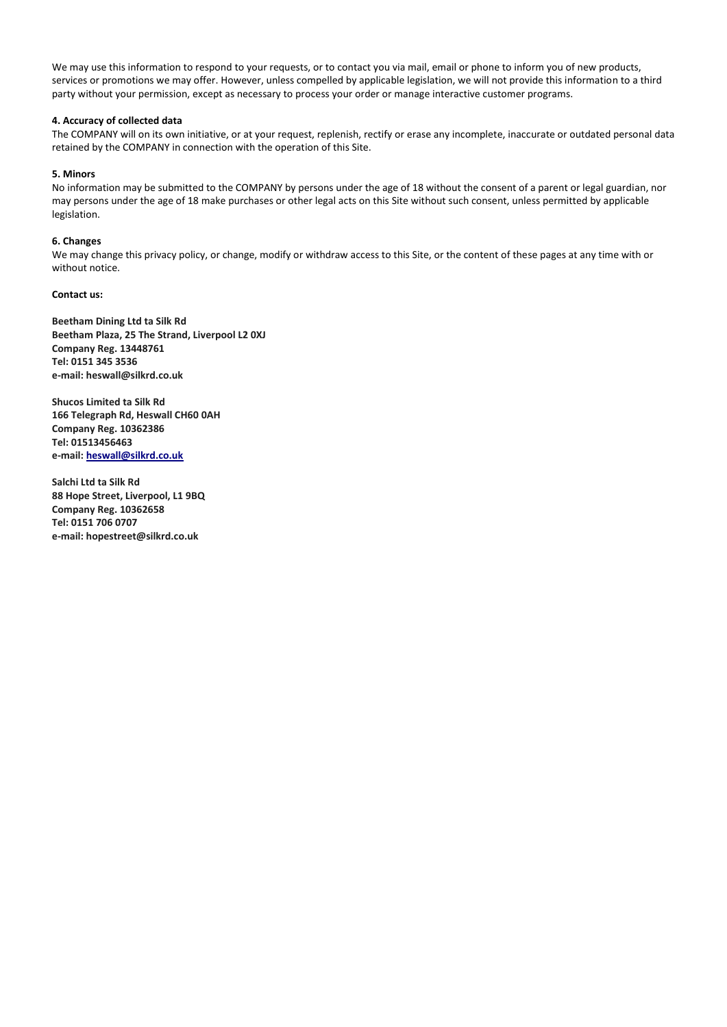We may use this information to respond to your requests, or to contact you via mail, email or phone to inform you of new products, services or promotions we may offer. However, unless compelled by applicable legislation, we will not provide this information to a third party without your permission, except as necessary to process your order or manage interactive customer programs.

**4. Accuracy of collected data**

The COMPANY will on its own initiative, or at your request, replenish, rectify or erase any incomplete, inaccurate or outdated personal data retained by the COMPANY in connection with the operation of this Site.

**5. Minors**

No information may be submitted to the COMPANY by persons under the age of 18 without the consent of a parent or legal guardian, nor may persons under the age of 18 make purchases or other legal acts on this Site without such consent, unless permitted by applicable legislation.

**6. Changes**

We may change this privacy policy, or change, modify or withdraw access to this Site, or the content of these pages at any time with or without notice.

**Contact us:**

**Beetham Dining Ltd ta Silk Rd**
**Beetham Plaza, 25 The Strand, Liverpool L2 0XJ**
**Company Reg. 13448761**
**Tel: 0151 345 3536**
**e-mail: heswall@silkrd.co.uk**

**Shucos Limited ta Silk Rd**
**166 Telegraph Rd, Heswall CH60 0AH**
**Company Reg. 10362386**
**Tel: 01513456463**
**e-mail: heswall@silkrd.co.uk**

**Salchi Ltd ta Silk Rd**
**88 Hope Street, Liverpool, L1 9BQ**
**Company Reg. 10362658**
**Tel: 0151 706 0707**
**e-mail: hopestreet@silkrd.co.uk**